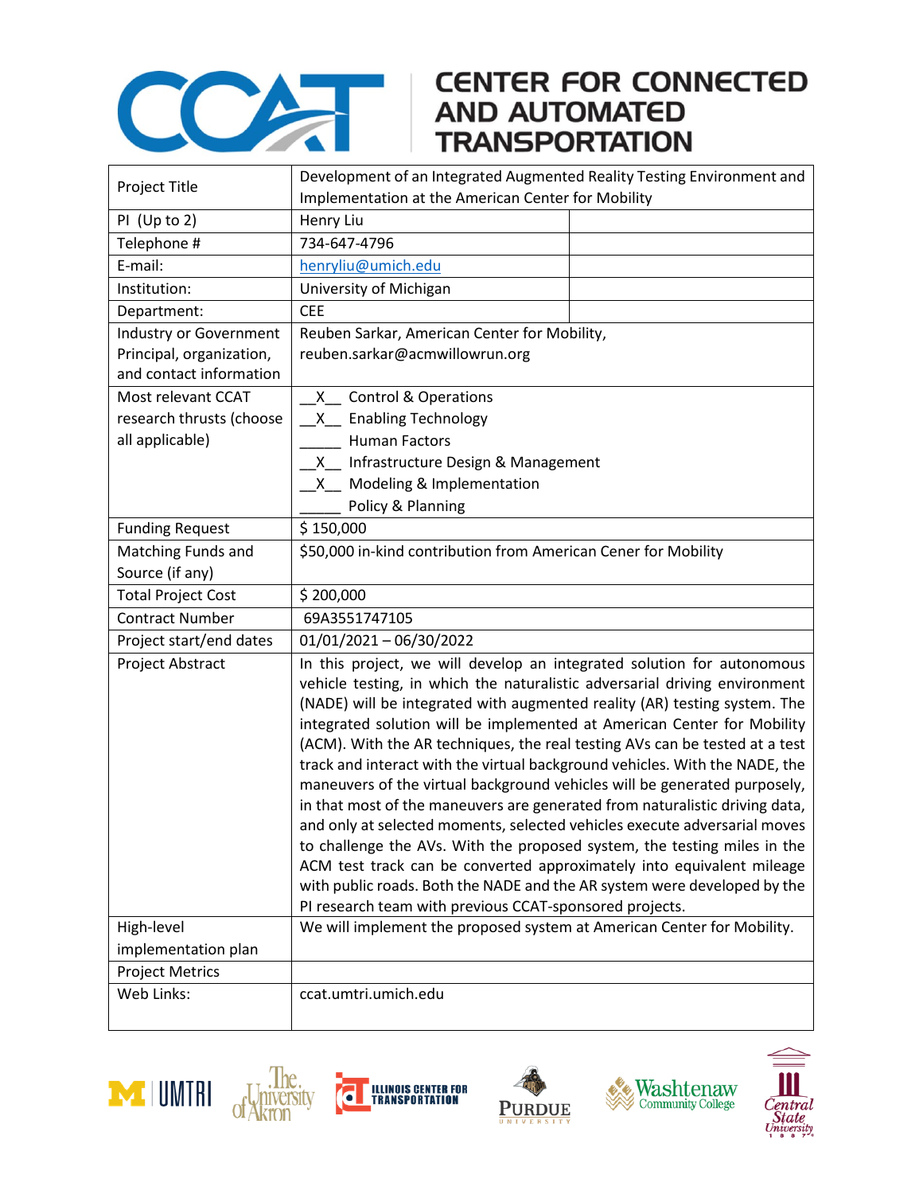# CENTER FOR CONNECTED AND AUTOMATED TRANSPORTATION

| | | |
|---|---|---|
| Project Title | Development of an Integrated Augmented Reality Testing Environment and Implementation at the American Center for Mobility | |
| PI (Up to 2) | Henry Liu | |
| Telephone # | 734-647-4796 | |
| E-mail: | henryliu@umich.edu | |
| Institution: | University of Michigan | |
| Department: | CEE | |
| Industry or Government Principal, organization, and contact information | Reuben Sarkar, American Center for Mobility, reuben.sarkar@acmwillowrun.org | |
| Most relevant CCAT research thrusts (choose all applicable) | __X__ Control & Operations<br>__X__ Enabling Technology<br>_____ Human Factors<br>__X__ Infrastructure Design & Management<br>__X__ Modeling & Implementation<br>_____ Policy & Planning | |
| Funding Request | $ 150,000 | |
| Matching Funds and Source (if any) | $50,000 in-kind contribution from American Cener for Mobility | |
| Total Project Cost | $ 200,000 | |
| Contract Number | 69A3551747105 | |
| Project start/end dates | 01/01/2021 – 06/30/2022 | |
| Project Abstract | In this project, we will develop an integrated solution for autonomous vehicle testing, in which the naturalistic adversarial driving environment (NADE) will be integrated with augmented reality (AR) testing system. The integrated solution will be implemented at American Center for Mobility (ACM). With the AR techniques, the real testing AVs can be tested at a test track and interact with the virtual background vehicles. With the NADE, the maneuvers of the virtual background vehicles will be generated purposely, in that most of the maneuvers are generated from naturalistic driving data, and only at selected moments, selected vehicles execute adversarial moves to challenge the AVs. With the proposed system, the testing miles in the ACM test track can be converted approximately into equivalent mileage with public roads. Both the NADE and the AR system were developed by the PI research team with previous CCAT-sponsored projects. | |
| High-level implementation plan | We will implement the proposed system at American Center for Mobility. | |
| Project Metrics | | |
| Web Links: | ccat.umtri.umich.edu | |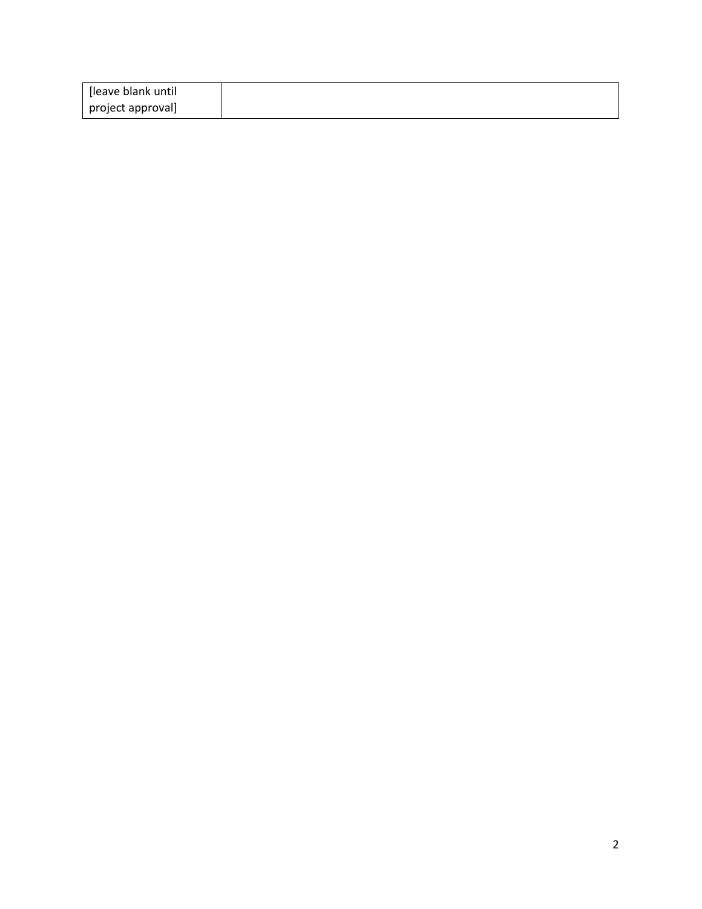| | |
|---|---|
| [leave blank until project approval] | |